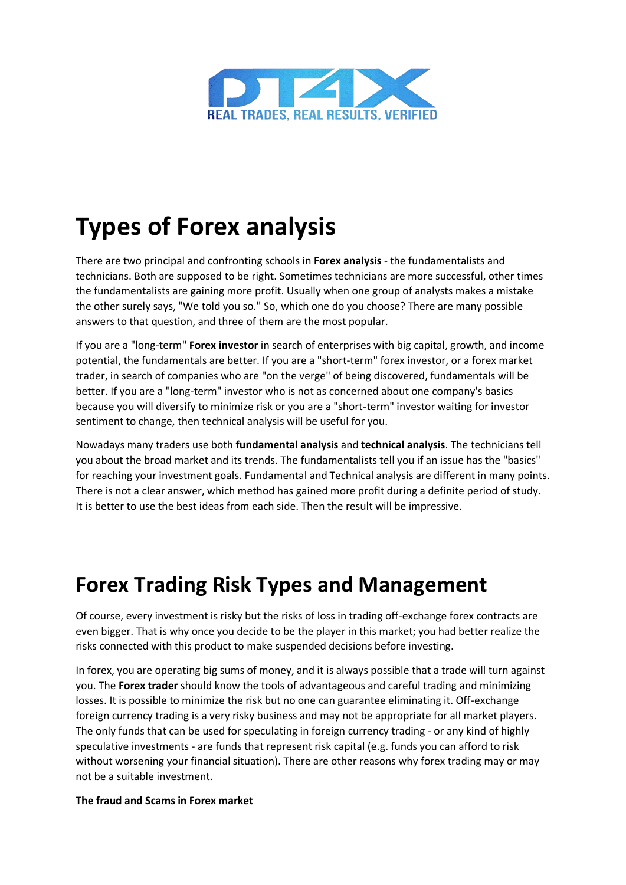DT4X

REAL TRADES, REAL RESULTS, VERIFIED

# Types of Forex analysis

There are two principal and confronting schools in **Forex analysis** - the fundamentalists and technicians. Both are supposed to be right. Sometimes technicians are more successful, other times the fundamentalists are gaining more profit. Usually when one group of analysts makes a mistake the other surely says, "We told you so." So, which one do you choose? There are many possible answers to that question, and three of them are the most popular.

If you are a "long-term" **Forex investor** in search of enterprises with big capital, growth, and income potential, the fundamentals are better. If you are a "short-term" forex investor, or a forex market trader, in search of companies who are "on the verge" of being discovered, fundamentals will be better. If you are a "long-term" investor who is not as concerned about one company's basics because you will diversify to minimize risk or you are a "short-term" investor waiting for investor sentiment to change, then technical analysis will be useful for you.

Nowadays many traders use both **fundamental analysis** and **technical analysis**. The technicians tell you about the broad market and its trends. The fundamentalists tell you if an issue has the "basics" for reaching your investment goals. Fundamental and Technical analysis are different in many points. There is not a clear answer, which method has gained more profit during a definite period of study. It is better to use the best ideas from each side. Then the result will be impressive.

# Forex Trading Risk Types and Management

Of course, every investment is risky but the risks of loss in trading off-exchange forex contracts are even bigger. That is why once you decide to be the player in this market; you had better realize the risks connected with this product to make suspended decisions before investing.

In forex, you are operating big sums of money, and it is always possible that a trade will turn against you. The **Forex trader** should know the tools of advantageous and careful trading and minimizing losses. It is possible to minimize the risk but no one can guarantee eliminating it. Off-exchange foreign currency trading is a very risky business and may not be appropriate for all market players. The only funds that can be used for speculating in foreign currency trading - or any kind of highly speculative investments - are funds that represent risk capital (e.g. funds you can afford to risk without worsening your financial situation). There are other reasons why forex trading may or may not be a suitable investment.

**The fraud and Scams in Forex market**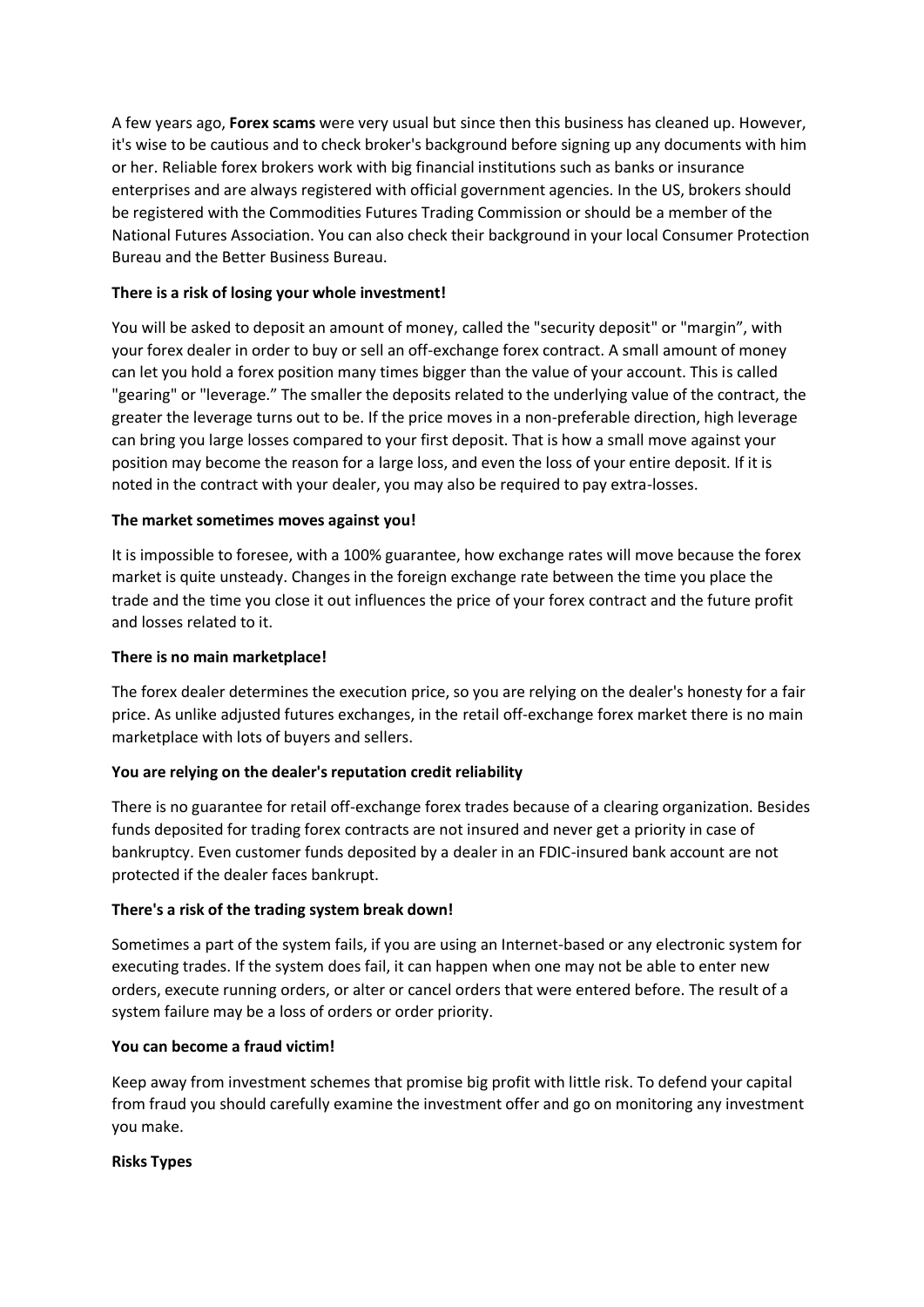A few years ago, **Forex scams** were very usual but since then this business has cleaned up. However, it's wise to be cautious and to check broker's background before signing up any documents with him or her. Reliable forex brokers work with big financial institutions such as banks or insurance enterprises and are always registered with official government agencies. In the US, brokers should be registered with the Commodities Futures Trading Commission or should be a member of the National Futures Association. You can also check their background in your local Consumer Protection Bureau and the Better Business Bureau.

**There is a risk of losing your whole investment!**

You will be asked to deposit an amount of money, called the "security deposit" or "margin", with your forex dealer in order to buy or sell an off-exchange forex contract. A small amount of money can let you hold a forex position many times bigger than the value of your account. This is called "gearing" or "leverage." The smaller the deposits related to the underlying value of the contract, the greater the leverage turns out to be. If the price moves in a non-preferable direction, high leverage can bring you large losses compared to your first deposit. That is how a small move against your position may become the reason for a large loss, and even the loss of your entire deposit. If it is noted in the contract with your dealer, you may also be required to pay extra-losses.

**The market sometimes moves against you!**

It is impossible to foresee, with a 100% guarantee, how exchange rates will move because the forex market is quite unsteady. Changes in the foreign exchange rate between the time you place the trade and the time you close it out influences the price of your forex contract and the future profit and losses related to it.

**There is no main marketplace!**

The forex dealer determines the execution price, so you are relying on the dealer's honesty for a fair price. As unlike adjusted futures exchanges, in the retail off-exchange forex market there is no main marketplace with lots of buyers and sellers.

**You are relying on the dealer's reputation credit reliability**

There is no guarantee for retail off-exchange forex trades because of a clearing organization. Besides funds deposited for trading forex contracts are not insured and never get a priority in case of bankruptcy. Even customer funds deposited by a dealer in an FDIC-insured bank account are not protected if the dealer faces bankrupt.

**There's a risk of the trading system break down!**

Sometimes a part of the system fails, if you are using an Internet-based or any electronic system for executing trades. If the system does fail, it can happen when one may not be able to enter new orders, execute running orders, or alter or cancel orders that were entered before. The result of a system failure may be a loss of orders or order priority.

**You can become a fraud victim!**

Keep away from investment schemes that promise big profit with little risk. To defend your capital from fraud you should carefully examine the investment offer and go on monitoring any investment you make.

**Risks Types**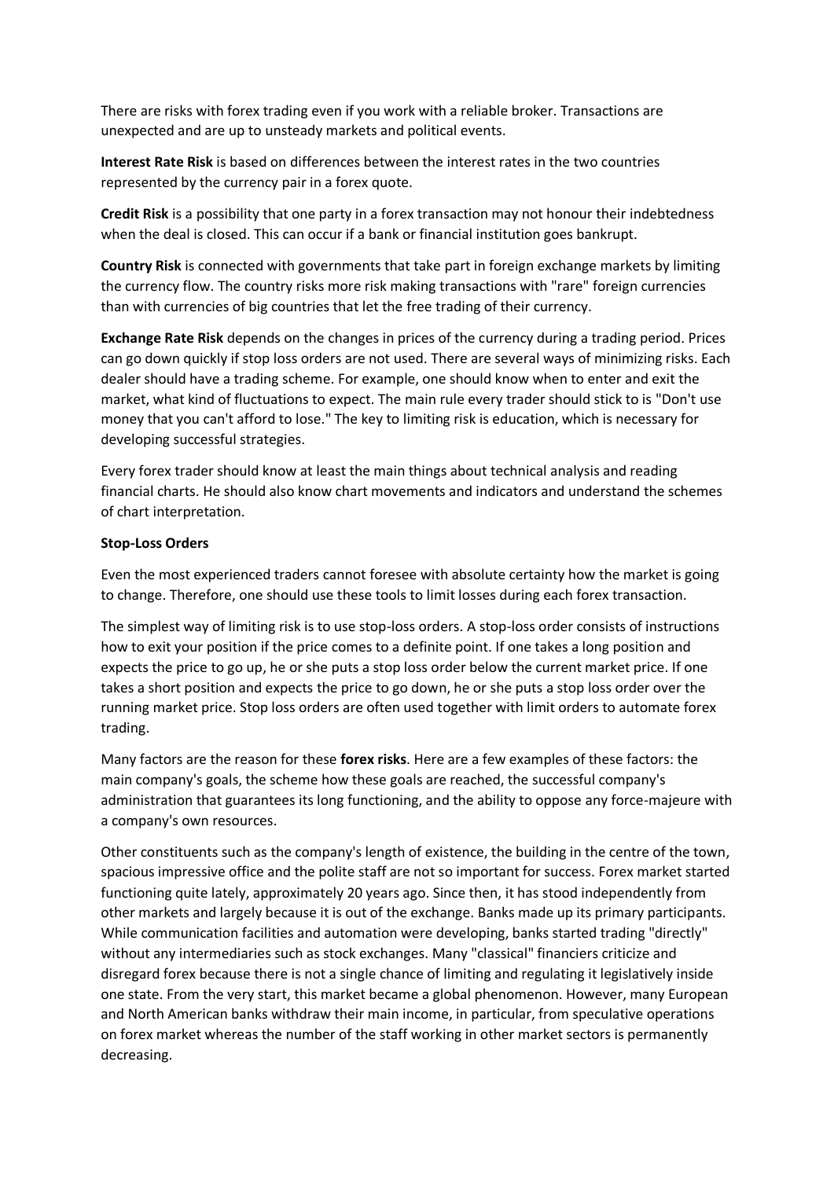There are risks with forex trading even if you work with a reliable broker. Transactions are unexpected and are up to unsteady markets and political events.

**Interest Rate Risk** is based on differences between the interest rates in the two countries represented by the currency pair in a forex quote.

**Credit Risk** is a possibility that one party in a forex transaction may not honour their indebtedness when the deal is closed. This can occur if a bank or financial institution goes bankrupt.

**Country Risk** is connected with governments that take part in foreign exchange markets by limiting the currency flow. The country risks more risk making transactions with "rare" foreign currencies than with currencies of big countries that let the free trading of their currency.

**Exchange Rate Risk** depends on the changes in prices of the currency during a trading period. Prices can go down quickly if stop loss orders are not used. There are several ways of minimizing risks. Each dealer should have a trading scheme. For example, one should know when to enter and exit the market, what kind of fluctuations to expect. The main rule every trader should stick to is "Don't use money that you can't afford to lose." The key to limiting risk is education, which is necessary for developing successful strategies.

Every forex trader should know at least the main things about technical analysis and reading financial charts. He should also know chart movements and indicators and understand the schemes of chart interpretation.

**Stop-Loss Orders**

Even the most experienced traders cannot foresee with absolute certainty how the market is going to change. Therefore, one should use these tools to limit losses during each forex transaction.

The simplest way of limiting risk is to use stop-loss orders. A stop-loss order consists of instructions how to exit your position if the price comes to a definite point. If one takes a long position and expects the price to go up, he or she puts a stop loss order below the current market price. If one takes a short position and expects the price to go down, he or she puts a stop loss order over the running market price. Stop loss orders are often used together with limit orders to automate forex trading.

Many factors are the reason for these **forex risks**. Here are a few examples of these factors: the main company's goals, the scheme how these goals are reached, the successful company's administration that guarantees its long functioning, and the ability to oppose any force-majeure with a company's own resources.

Other constituents such as the company's length of existence, the building in the centre of the town, spacious impressive office and the polite staff are not so important for success. Forex market started functioning quite lately, approximately 20 years ago. Since then, it has stood independently from other markets and largely because it is out of the exchange. Banks made up its primary participants. While communication facilities and automation were developing, banks started trading "directly" without any intermediaries such as stock exchanges. Many "classical" financiers criticize and disregard forex because there is not a single chance of limiting and regulating it legislatively inside one state. From the very start, this market became a global phenomenon. However, many European and North American banks withdraw their main income, in particular, from speculative operations on forex market whereas the number of the staff working in other market sectors is permanently decreasing.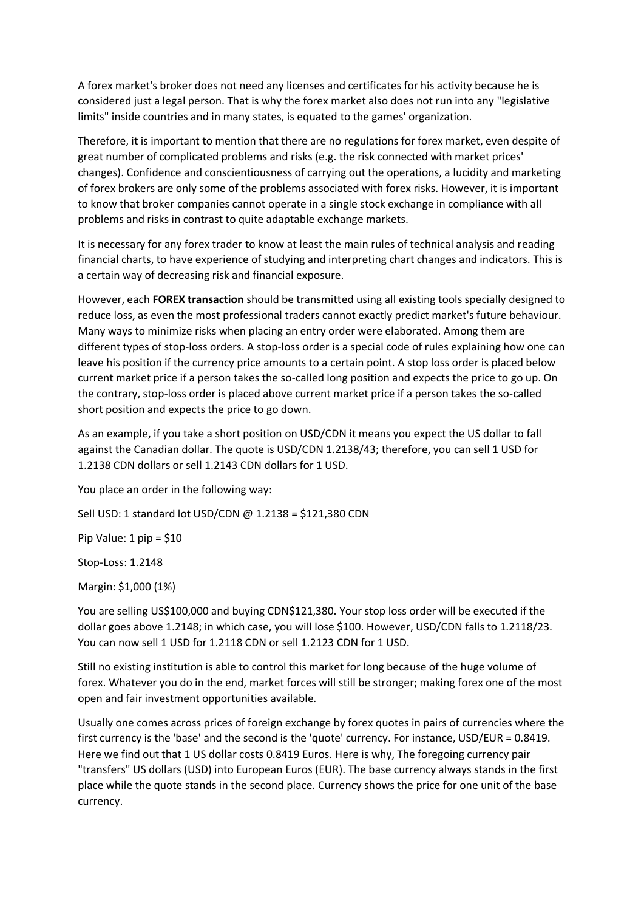A forex market's broker does not need any licenses and certificates for his activity because he is considered just a legal person. That is why the forex market also does not run into any "legislative limits" inside countries and in many states, is equated to the games' organization.

Therefore, it is important to mention that there are no regulations for forex market, even despite of great number of complicated problems and risks (e.g. the risk connected with market prices' changes). Confidence and conscientiousness of carrying out the operations, a lucidity and marketing of forex brokers are only some of the problems associated with forex risks. However, it is important to know that broker companies cannot operate in a single stock exchange in compliance with all problems and risks in contrast to quite adaptable exchange markets.

It is necessary for any forex trader to know at least the main rules of technical analysis and reading financial charts, to have experience of studying and interpreting chart changes and indicators. This is a certain way of decreasing risk and financial exposure.

However, each **FOREX transaction** should be transmitted using all existing tools specially designed to reduce loss, as even the most professional traders cannot exactly predict market's future behaviour. Many ways to minimize risks when placing an entry order were elaborated. Among them are different types of stop-loss orders. A stop-loss order is a special code of rules explaining how one can leave his position if the currency price amounts to a certain point. A stop loss order is placed below current market price if a person takes the so-called long position and expects the price to go up. On the contrary, stop-loss order is placed above current market price if a person takes the so-called short position and expects the price to go down.

As an example, if you take a short position on USD/CDN it means you expect the US dollar to fall against the Canadian dollar. The quote is USD/CDN 1.2138/43; therefore, you can sell 1 USD for 1.2138 CDN dollars or sell 1.2143 CDN dollars for 1 USD.

You place an order in the following way:

Sell USD: 1 standard lot USD/CDN @ 1.2138 = $121,380 CDN

Pip Value: 1 pip = $10

Stop-Loss: 1.2148

Margin: $1,000 (1%)

You are selling US$100,000 and buying CDN$121,380. Your stop loss order will be executed if the dollar goes above 1.2148; in which case, you will lose $100. However, USD/CDN falls to 1.2118/23. You can now sell 1 USD for 1.2118 CDN or sell 1.2123 CDN for 1 USD.

Still no existing institution is able to control this market for long because of the huge volume of forex. Whatever you do in the end, market forces will still be stronger; making forex one of the most open and fair investment opportunities available.

Usually one comes across prices of foreign exchange by forex quotes in pairs of currencies where the first currency is the 'base' and the second is the 'quote' currency. For instance, USD/EUR = 0.8419. Here we find out that 1 US dollar costs 0.8419 Euros. Here is why, The foregoing currency pair "transfers" US dollars (USD) into European Euros (EUR). The base currency always stands in the first place while the quote stands in the second place. Currency shows the price for one unit of the base currency.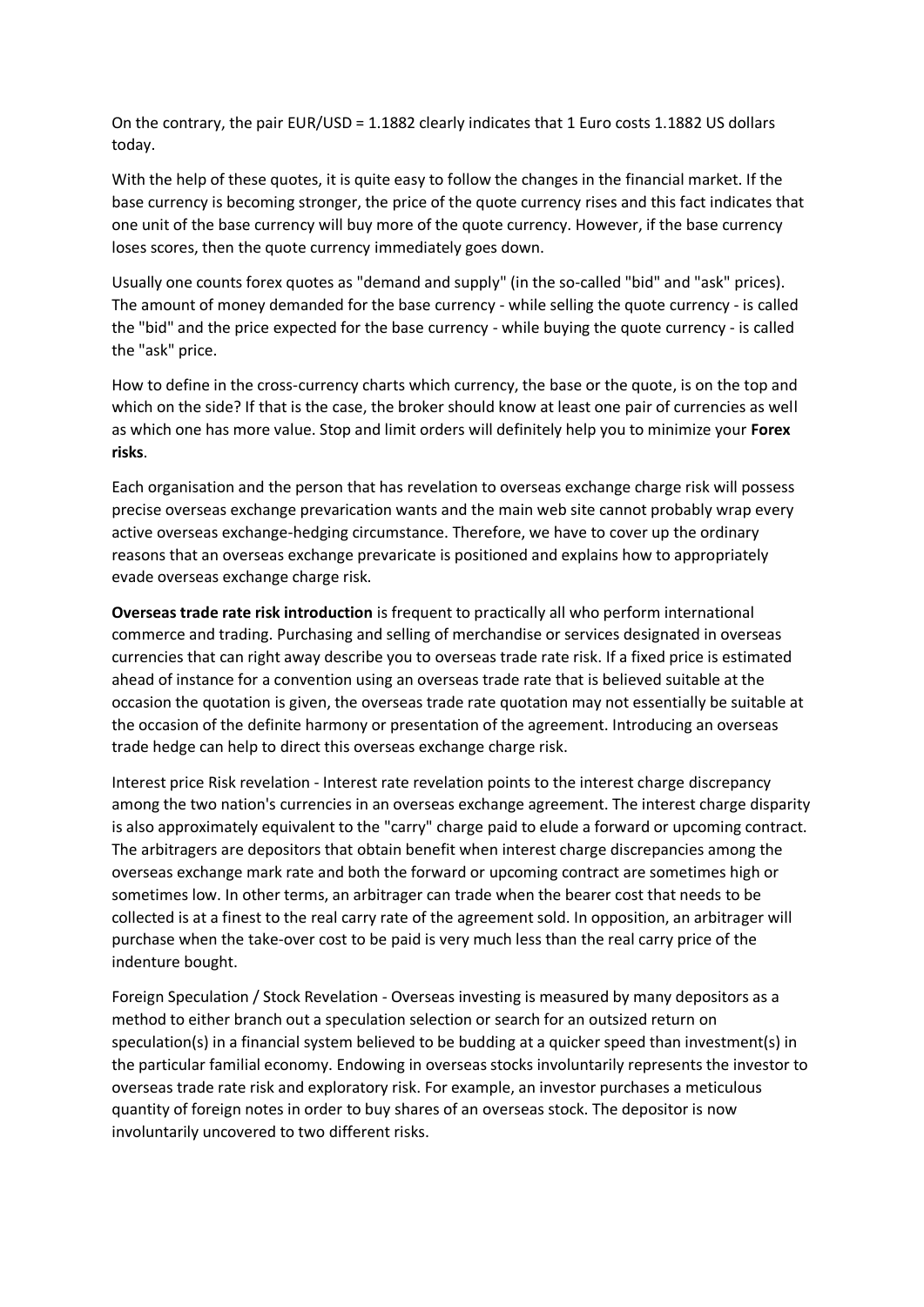On the contrary, the pair EUR/USD = 1.1882 clearly indicates that 1 Euro costs 1.1882 US dollars today.

With the help of these quotes, it is quite easy to follow the changes in the financial market. If the base currency is becoming stronger, the price of the quote currency rises and this fact indicates that one unit of the base currency will buy more of the quote currency. However, if the base currency loses scores, then the quote currency immediately goes down.

Usually one counts forex quotes as "demand and supply" (in the so-called "bid" and "ask" prices). The amount of money demanded for the base currency - while selling the quote currency - is called the "bid" and the price expected for the base currency - while buying the quote currency - is called the "ask" price.

How to define in the cross-currency charts which currency, the base or the quote, is on the top and which on the side? If that is the case, the broker should know at least one pair of currencies as well as which one has more value. Stop and limit orders will definitely help you to minimize your **Forex risks**.

Each organisation and the person that has revelation to overseas exchange charge risk will possess precise overseas exchange prevarication wants and the main web site cannot probably wrap every active overseas exchange-hedging circumstance. Therefore, we have to cover up the ordinary reasons that an overseas exchange prevaricate is positioned and explains how to appropriately evade overseas exchange charge risk.

**Overseas trade rate risk introduction** is frequent to practically all who perform international commerce and trading. Purchasing and selling of merchandise or services designated in overseas currencies that can right away describe you to overseas trade rate risk. If a fixed price is estimated ahead of instance for a convention using an overseas trade rate that is believed suitable at the occasion the quotation is given, the overseas trade rate quotation may not essentially be suitable at the occasion of the definite harmony or presentation of the agreement. Introducing an overseas trade hedge can help to direct this overseas exchange charge risk.

Interest price Risk revelation - Interest rate revelation points to the interest charge discrepancy among the two nation's currencies in an overseas exchange agreement. The interest charge disparity is also approximately equivalent to the "carry" charge paid to elude a forward or upcoming contract. The arbitragers are depositors that obtain benefit when interest charge discrepancies among the overseas exchange mark rate and both the forward or upcoming contract are sometimes high or sometimes low. In other terms, an arbitrager can trade when the bearer cost that needs to be collected is at a finest to the real carry rate of the agreement sold. In opposition, an arbitrager will purchase when the take-over cost to be paid is very much less than the real carry price of the indenture bought.

Foreign Speculation / Stock Revelation - Overseas investing is measured by many depositors as a method to either branch out a speculation selection or search for an outsized return on speculation(s) in a financial system believed to be budding at a quicker speed than investment(s) in the particular familial economy. Endowing in overseas stocks involuntarily represents the investor to overseas trade rate risk and exploratory risk. For example, an investor purchases a meticulous quantity of foreign notes in order to buy shares of an overseas stock. The depositor is now involuntarily uncovered to two different risks.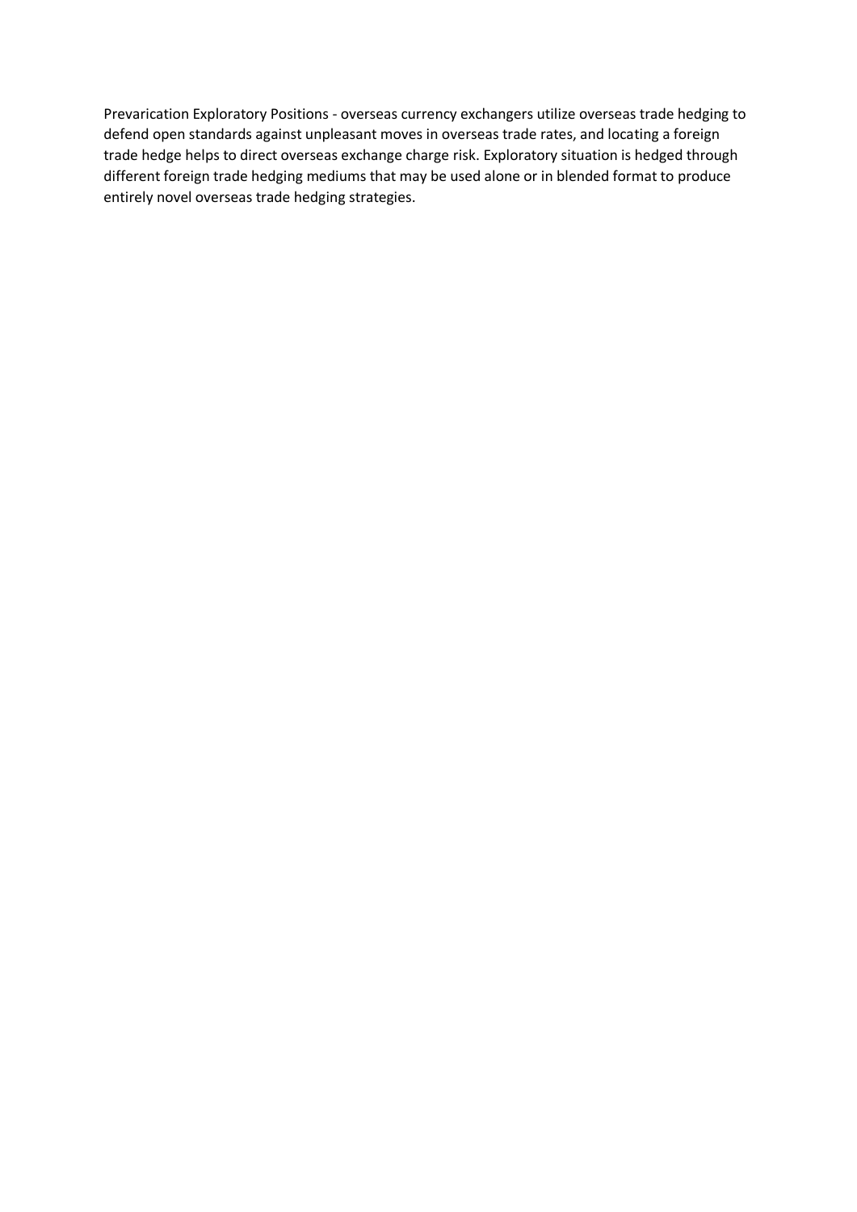Prevarication Exploratory Positions - overseas currency exchangers utilize overseas trade hedging to defend open standards against unpleasant moves in overseas trade rates, and locating a foreign trade hedge helps to direct overseas exchange charge risk. Exploratory situation is hedged through different foreign trade hedging mediums that may be used alone or in blended format to produce entirely novel overseas trade hedging strategies.